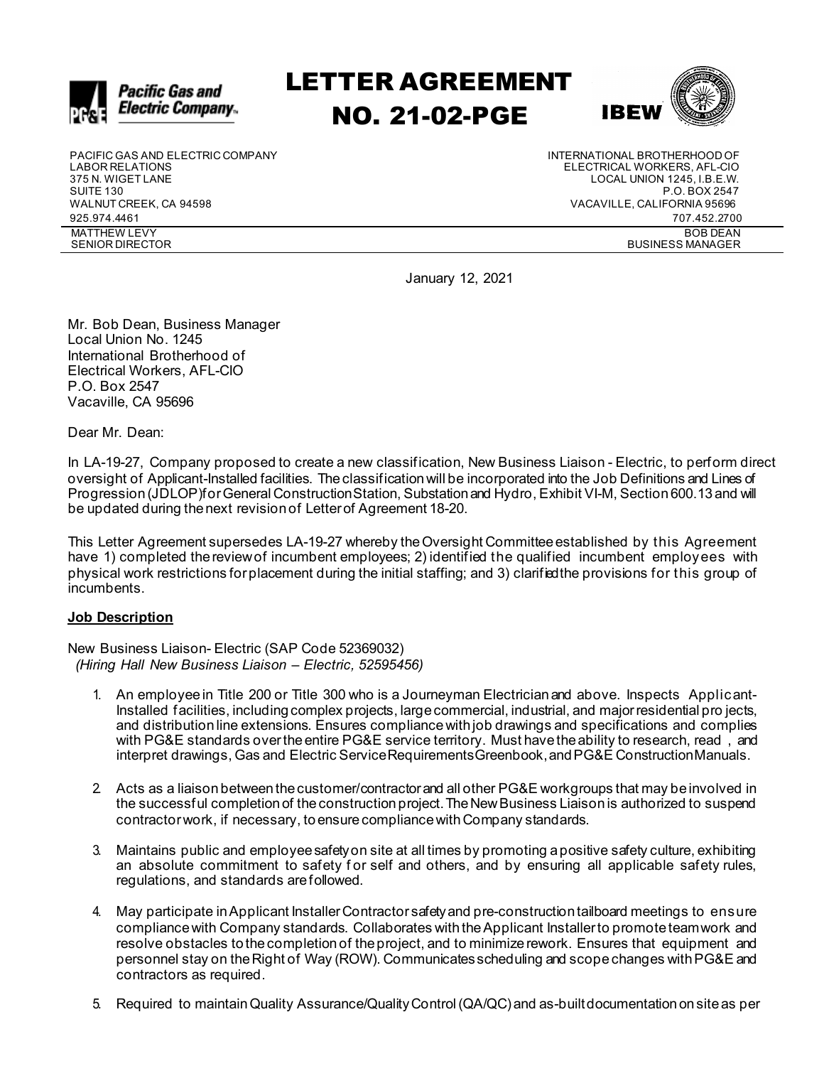# LETTER AGREEMENT NO. 21-02-PGE

PACIFIC GAS AND ELECTRIC COMPANY
LABOR RELATIONS
375 N. WIGET LANE
SUITE 130
WALNUT CREEK, CA 94598
925.974.4461

INTERNATIONAL BROTHERHOOD OF
ELECTRICAL WORKERS, AFL-CIO
LOCAL UNION 1245, I.B.E.W.
P.O. BOX 2547
VACAVILLE, CALIFORNIA 95696
707.452.2700

MATTHEW LEVY
SENIOR DIRECTOR

BOB DEAN
BUSINESS MANAGER

January 12, 2021

Mr. Bob Dean, Business Manager
Local Union No. 1245
International Brotherhood of
Electrical Workers, AFL-CIO
P.O. Box 2547
Vacaville, CA 95696

Dear Mr. Dean:

In LA-19-27, Company proposed to create a new classification, New Business Liaison - Electric, to perform direct oversight of Applicant-Installed facilities. The classification will be incorporated into the Job Definitions and Lines of Progression (JDLOP) for General Construction Station, Substation and Hydro, Exhibit VI-M, Section 600.13 and will be updated during the next revision of Letter of Agreement 18-20.

This Letter Agreement supersedes LA-19-27 whereby the Oversight Committee established by this Agreement have 1) completed the review of incumbent employees; 2) identified the qualified incumbent employees with physical work restrictions for placement during the initial staffing; and 3) clarified the provisions for this group of incumbents.

**Job Description**

New Business Liaison- Electric (SAP Code 52369032)
*(Hiring Hall New Business Liaison – Electric, 52595456)*

1. An employee in Title 200 or Title 300 who is a Journeyman Electrician and above. Inspects Applicant-Installed facilities, including complex projects, large commercial, industrial, and major residential projects, and distribution line extensions. Ensures compliance with job drawings and specifications and complies with PG&E standards over the entire PG&E service territory. Must have the ability to research, read , and interpret drawings, Gas and Electric Service Requirements Greenbook, and PG&E Construction Manuals.

2. Acts as a liaison between the customer/contractor and all other PG&E workgroups that may be involved in the successful completion of the construction project. The New Business Liaison is authorized to suspend contractor work, if necessary, to ensure compliance with Company standards.

3. Maintains public and employee safety on site at all times by promoting a positive safety culture, exhibiting an absolute commitment to safety for self and others, and by ensuring all applicable safety rules, regulations, and standards are followed.

4. May participate in Applicant Installer Contractor safety and pre-construction tailboard meetings to ensure compliance with Company standards. Collaborates with the Applicant Installer to promote teamwork and resolve obstacles to the completion of the project, and to minimize rework. Ensures that equipment and personnel stay on the Right of Way (ROW). Communicates scheduling and scope changes with PG&E and contractors as required.

5. Required to maintain Quality Assurance/Quality Control (QA/QC) and as-built documentation on site as per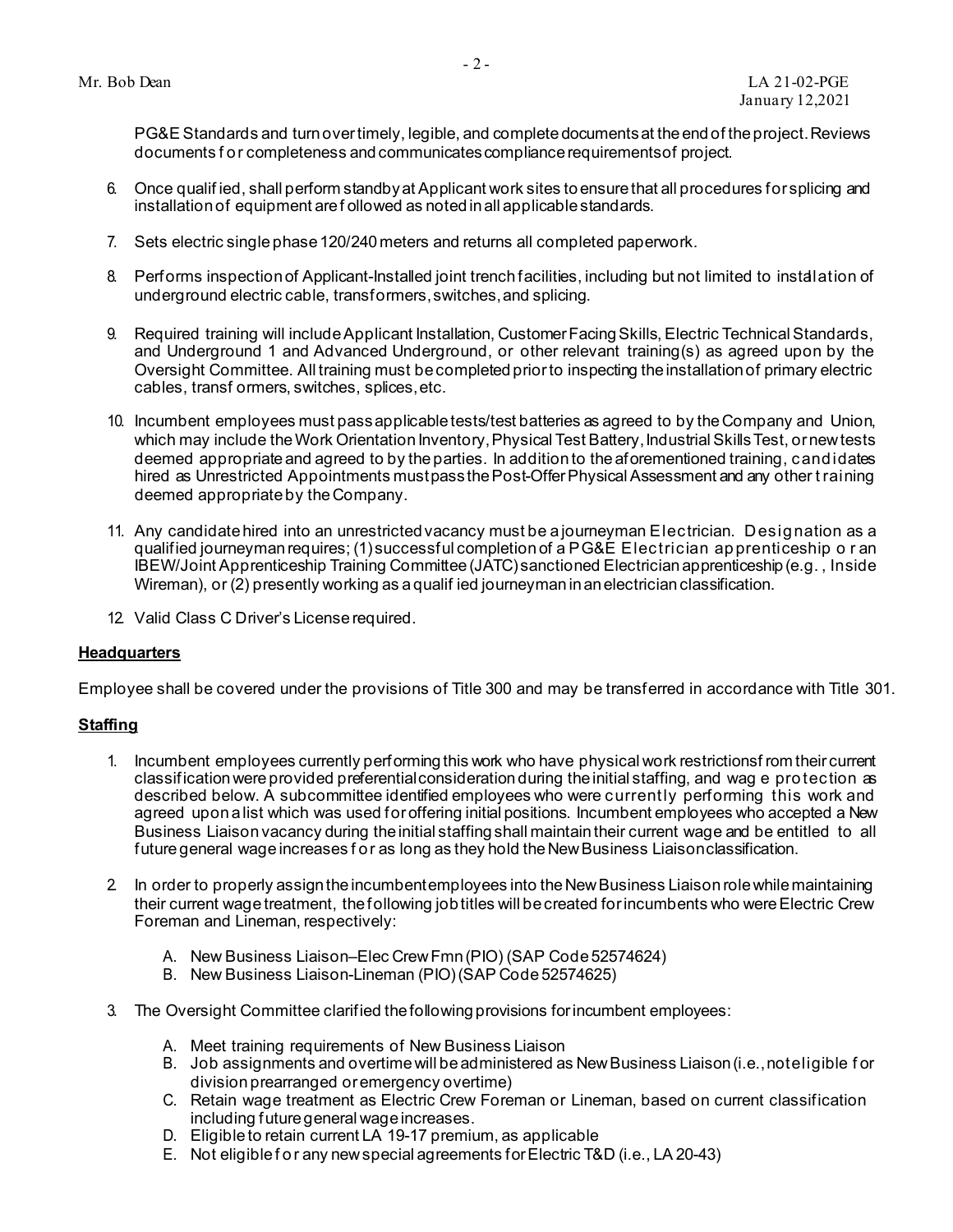PG&E Standards and turn over timely, legible, and complete documents at the end of the project. Reviews documents for completeness and communicates compliance requirements of project.

6. Once qualified, shall perform standby at Applicant work sites to ensure that all procedures for splicing and installation of equipment are followed as noted in all applicable standards.

7. Sets electric single phase 120/240 meters and returns all completed paperwork.

8. Performs inspection of Applicant-Installed joint trench facilities, including but not limited to installation of underground electric cable, transformers, switches, and splicing.

9. Required training will include Applicant Installation, Customer Facing Skills, Electric Technical Standards, and Underground 1 and Advanced Underground, or other relevant training(s) as agreed upon by the Oversight Committee. All training must be completed prior to inspecting the installation of primary electric cables, transformers, switches, splices, etc.

10. Incumbent employees must pass applicable tests/test batteries as agreed to by the Company and Union, which may include the Work Orientation Inventory, Physical Test Battery, Industrial Skills Test, or new tests deemed appropriate and agreed to by the parties. In addition to the aforementioned training, candidates hired as Unrestricted Appointments must pass the Post-Offer Physical Assessment and any other training deemed appropriate by the Company.

11. Any candidate hired into an unrestricted vacancy must be a journeyman Electrician. Designation as a qualified journeyman requires; (1) successful completion of a PG&E Electrician apprenticeship or an IBEW/Joint Apprenticeship Training Committee (JATC) sanctioned Electrician apprenticeship (e.g., Inside Wireman), or (2) presently working as a qualified journeyman in an electrician classification.

12. Valid Class C Driver's License required.

**Headquarters**

Employee shall be covered under the provisions of Title 300 and may be transferred in accordance with Title 301.

**Staffing**

1. Incumbent employees currently performing this work who have physical work restrictions from their current classification were provided preferential consideration during the initial staffing, and wage protection as described below. A subcommittee identified employees who were currently performing this work and agreed upon a list which was used for offering initial positions. Incumbent employees who accepted a New Business Liaison vacancy during the initial staffing shall maintain their current wage and be entitled to all future general wage increases for as long as they hold the New Business Liaison classification.

2. In order to properly assign the incumbent employees into the New Business Liaison role while maintaining their current wage treatment, the following job titles will be created for incumbents who were Electric Crew Foreman and Lineman, respectively:

   A. New Business Liaison–Elec Crew Fmn (PIO) (SAP Code 52574624)
   B. New Business Liaison-Lineman (PIO) (SAP Code 52574625)

3. The Oversight Committee clarified the following provisions for incumbent employees:

   A. Meet training requirements of New Business Liaison
   B. Job assignments and overtime will be administered as New Business Liaison (i.e., not eligible for division prearranged or emergency overtime)
   C. Retain wage treatment as Electric Crew Foreman or Lineman, based on current classification including future general wage increases.
   D. Eligible to retain current LA 19-17 premium, as applicable
   E. Not eligible for any new special agreements for Electric T&D (i.e., LA 20-43)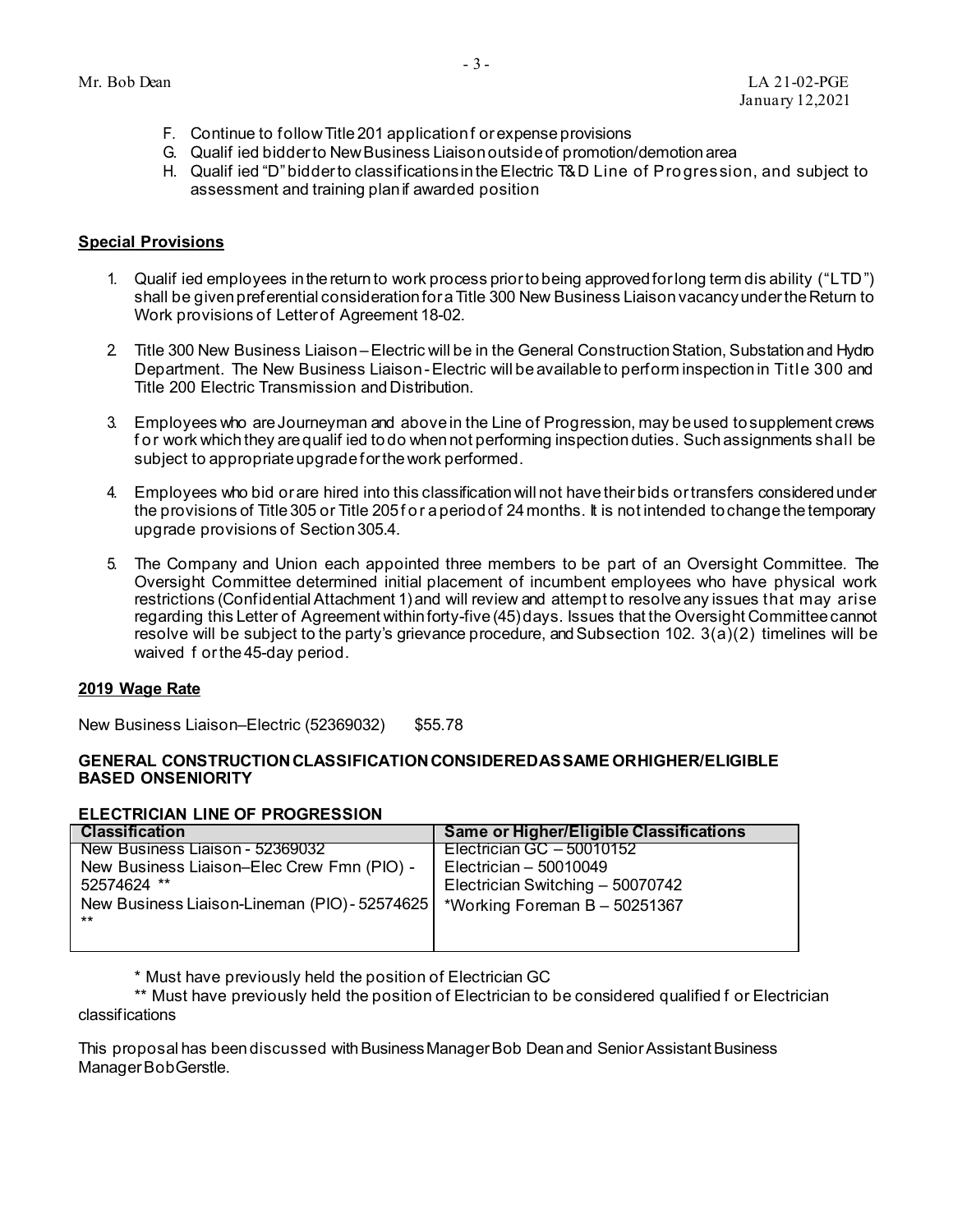Mr. Bob Dean

LA 21-02-PGE
January 12,2021

F. Continue to follow Title 201 application for expense provisions
G. Qualified bidder to New Business Liaison outside of promotion/demotion area
H. Qualified "D" bidder to classifications in the Electric T&D Line of Progression, and subject to assessment and training plan if awarded position

**Special Provisions**

1. Qualified employees in the return to work process prior to being approved for long term disability ("LTD") shall be given preferential consideration for a Title 300 New Business Liaison vacancy under the Return to Work provisions of Letter of Agreement 18-02.

2. Title 300 New Business Liaison – Electric will be in the General Construction Station, Substation and Hydro Department. The New Business Liaison - Electric will be available to perform inspection in Title 300 and Title 200 Electric Transmission and Distribution.

3. Employees who are Journeyman and above in the Line of Progression, may be used to supplement crews for work which they are qualified to do when not performing inspection duties. Such assignments shall be subject to appropriate upgrade for the work performed.

4. Employees who bid or are hired into this classification will not have their bids or transfers considered under the provisions of Title 305 or Title 205 for a period of 24 months. It is not intended to change the temporary upgrade provisions of Section 305.4.

5. The Company and Union each appointed three members to be part of an Oversight Committee. The Oversight Committee determined initial placement of incumbent employees who have physical work restrictions (Confidential Attachment 1) and will review and attempt to resolve any issues that may arise regarding this Letter of Agreement within forty-five (45) days. Issues that the Oversight Committee cannot resolve will be subject to the party's grievance procedure, and Subsection 102. 3(a)(2) timelines will be waived for the 45-day period.

**2019 Wage Rate**

New Business Liaison–Electric (52369032) $55.78

**GENERAL CONSTRUCTION CLASSIFICATION CONSIDERED AS SAME OR HIGHER/ELIGIBLE BASED ON SENIORITY**

**ELECTRICIAN LINE OF PROGRESSION**

| Classification | Same or Higher/Eligible Classifications |
|---|---|
| New Business Liaison - 52369032<br>New Business Liaison–Elec Crew Fmn (PIO) - 52574624 **<br>New Business Liaison-Lineman (PIO) - 52574625 ** | Electrician GC – 50010152<br>Electrician – 50010049<br>Electrician Switching – 50070742<br>*Working Foreman B – 50251367 |

\* Must have previously held the position of Electrician GC

\** Must have previously held the position of Electrician to be considered qualified for Electrician classifications

This proposal has been discussed with Business Manager Bob Dean and Senior Assistant Business Manager Bob Gerstle.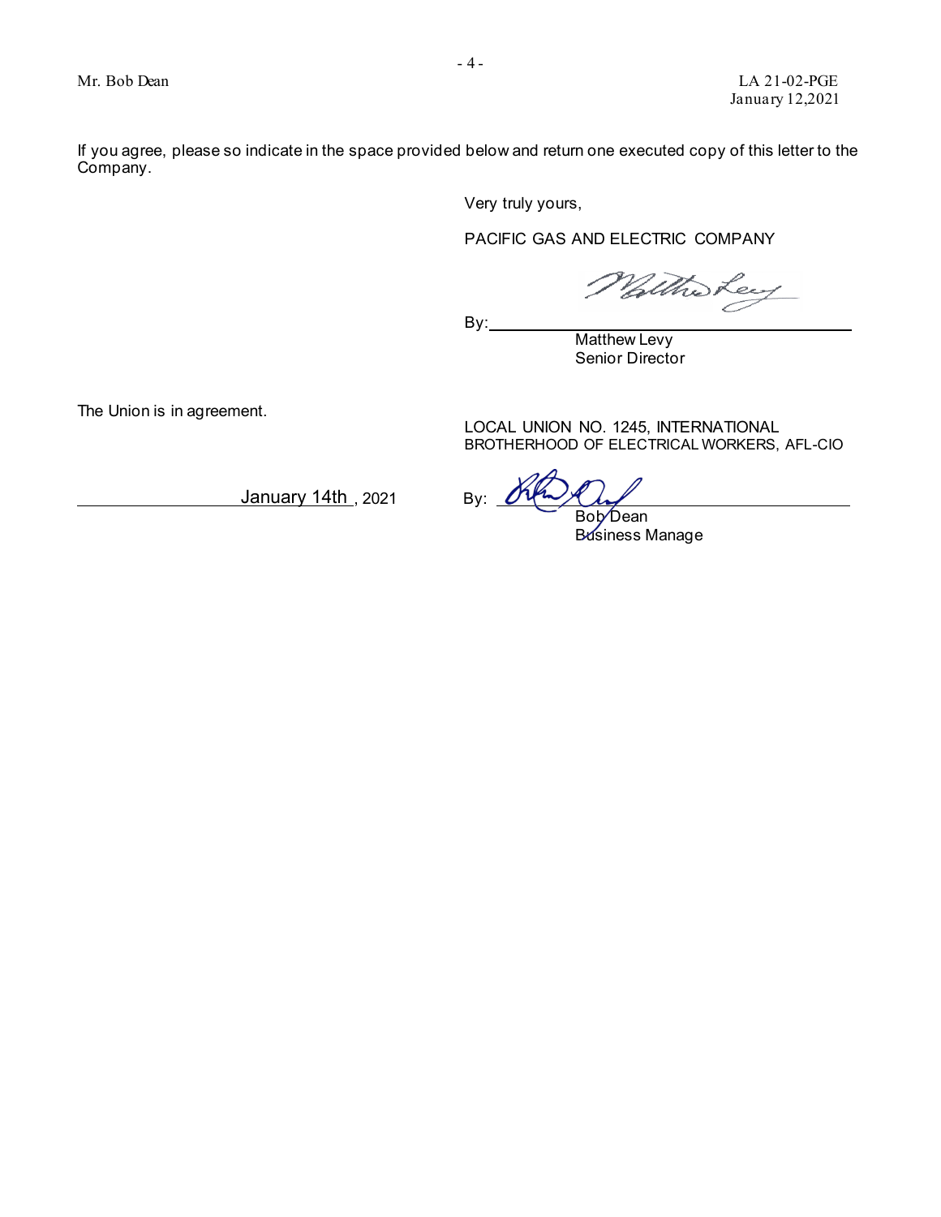Mr. Bob Dean

LA 21-02-PGE
January 12,2021

If you agree, please so indicate in the space provided below and return one executed copy of this letter to the Company.

Very truly yours,

PACIFIC GAS AND ELECTRIC COMPANY

By: ______________________________
Matthew Levy
Senior Director

The Union is in agreement.

LOCAL UNION NO. 1245, INTERNATIONAL BROTHERHOOD OF ELECTRICAL WORKERS, AFL-CIO

January 14th, 2021

By: ______________________________
Bob Dean
Business Manage